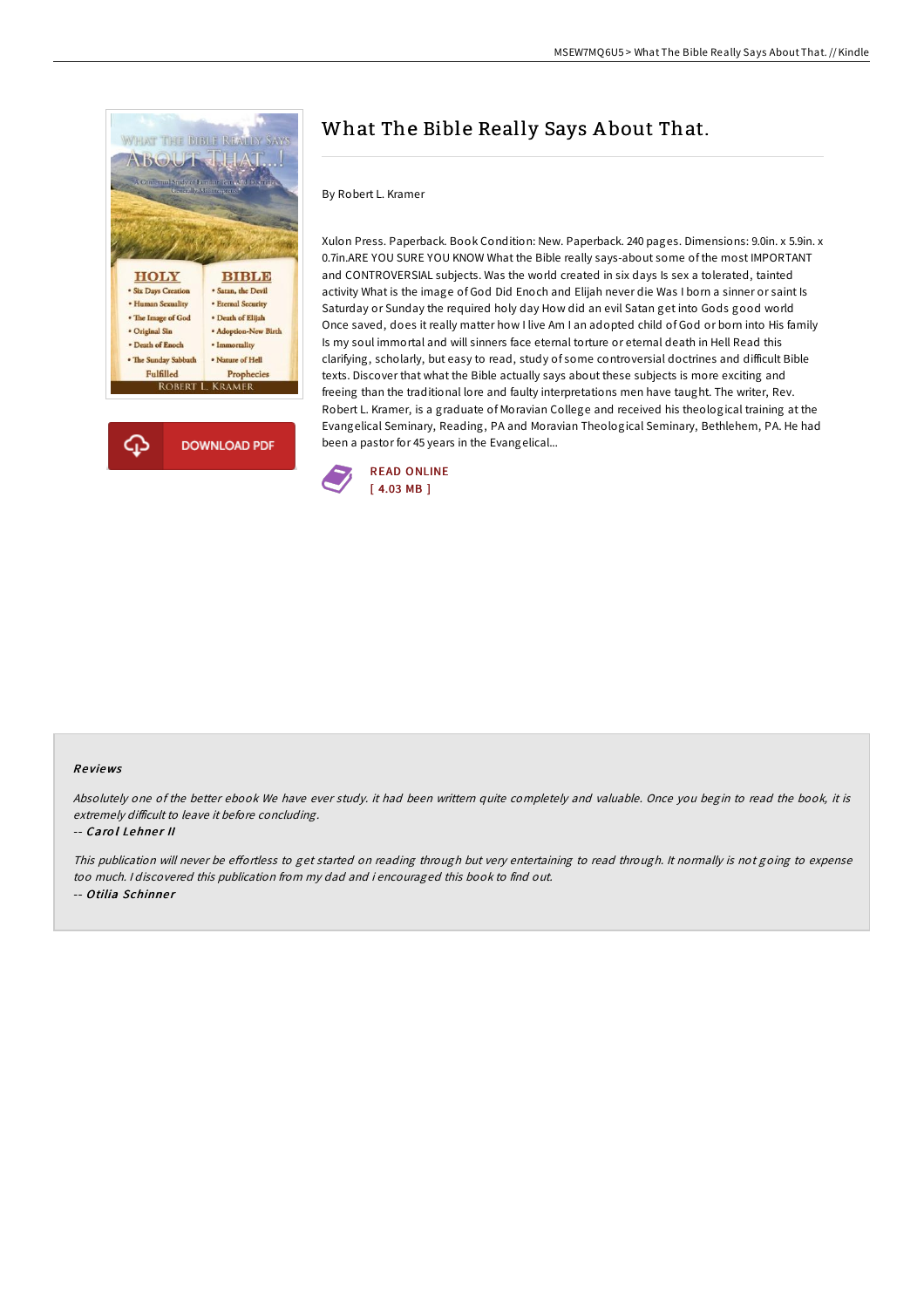# What The Bible Really Says About That.

By Robert L. Kramer

Xulon Press. Paperback. Book Condition: New. Paperback. 240 pages. Dimensions: 9.0in. x 5.9in. x 0.7in.ARE YOU SURE YOU KNOW What the Bible really says-about some of the most IMPORTANT and CONTROVERSIAL subjects. Was the world created in six days Is sex a tolerated, tainted activity What is the image of God Did Enoch and Elijah never die Was I born a sinner or saint Is Saturday or Sunday the required holy day How did an evil Satan get into Gods good world Once saved, does it really matter how I live Am I an adopted child of God or born into His family Is my soul immortal and will sinners face eternal torture or eternal death in Hell Read this clarifying, scholarly, but easy to read, study of some controversial doctrines and difficult Bible texts. Discover that what the Bible actually says about these subjects is more exciting and freeing than the traditional lore and faulty interpretations men have taught. The writer, Rev. Robert L. Kramer, is a graduate of Moravian College and received his theological training at the Evangelical Seminary, Reading, PA and Moravian Theological Seminary, Bethlehem, PA. He had been a pastor for 45 years in the Evangelical...

READ ONLINE
[ 4.03 MB ]

DOWNLOAD PDF

## Reviews

*Absolutely one of the better ebook We have ever study. it had been writtern quite completely and valuable. Once you begin to read the book, it is extremely difficult to leave it before concluding.*

-- *Carol Lehner II*

*This publication will never be effortless to get started on reading through but very entertaining to read through. It normally is not going to expense too much. I discovered this publication from my dad and i encouraged this book to find out.*

-- *Otilia Schinner*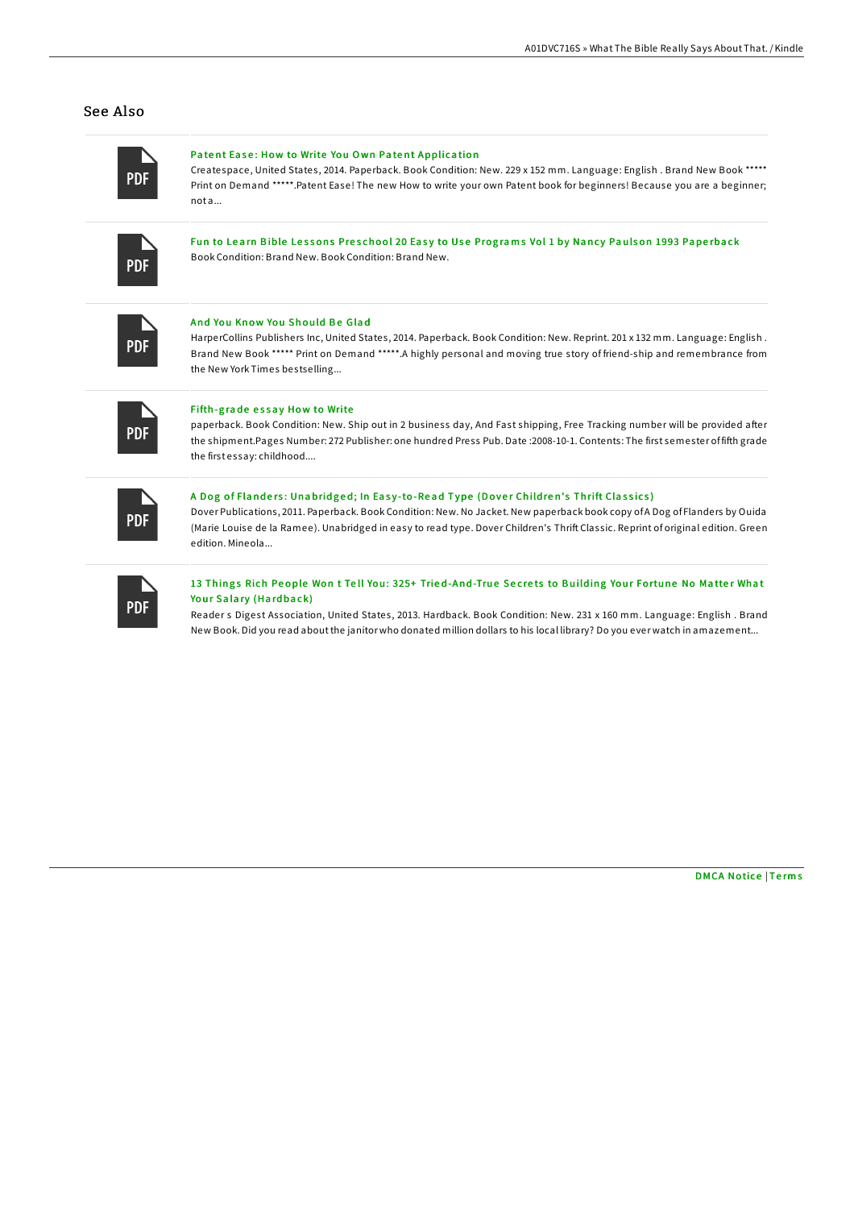## See Also

**Patent Ease: How to Write You Own Patent Application**

Createspace, United States, 2014. Paperback. Book Condition: New. 229 x 152 mm. Language: English . Brand New Book ***** Print on Demand *****.Patent Ease! The new How to write your own Patent book for beginners! Because you are a beginner; not a...

**Fun to Learn Bible Lessons Preschool 20 Easy to Use Programs Vol 1 by Nancy Paulson 1993 Paperback**

Book Condition: Brand New. Book Condition: Brand New.

**And You Know You Should Be Glad**

HarperCollins Publishers Inc, United States, 2014. Paperback. Book Condition: New. Reprint. 201 x 132 mm. Language: English . Brand New Book ***** Print on Demand *****.A highly personal and moving true story of friend-ship and remembrance from the New York Times bestselling...

**Fifth-grade essay How to Write**

paperback. Book Condition: New. Ship out in 2 business day, And Fast shipping, Free Tracking number will be provided after the shipment.Pages Number: 272 Publisher: one hundred Press Pub. Date :2008-10-1. Contents: The first semester of fifth grade the first essay: childhood....

**A Dog of Flanders: Unabridged; In Easy-to-Read Type (Dover Children's Thrift Classics)**

Dover Publications, 2011. Paperback. Book Condition: New. No Jacket. New paperback book copy of A Dog of Flanders by Ouida (Marie Louise de la Ramee). Unabridged in easy to read type. Dover Children's Thrift Classic. Reprint of original edition. Green edition. Mineola...

**13 Things Rich People Won t Tell You: 325+ Tried-And-True Secrets to Building Your Fortune No Matter What Your Salary (Hardback)**

Reader s Digest Association, United States, 2013. Hardback. Book Condition: New. 231 x 160 mm. Language: English . Brand New Book. Did you read about the janitor who donated million dollars to his local library? Do you ever watch in amazement...